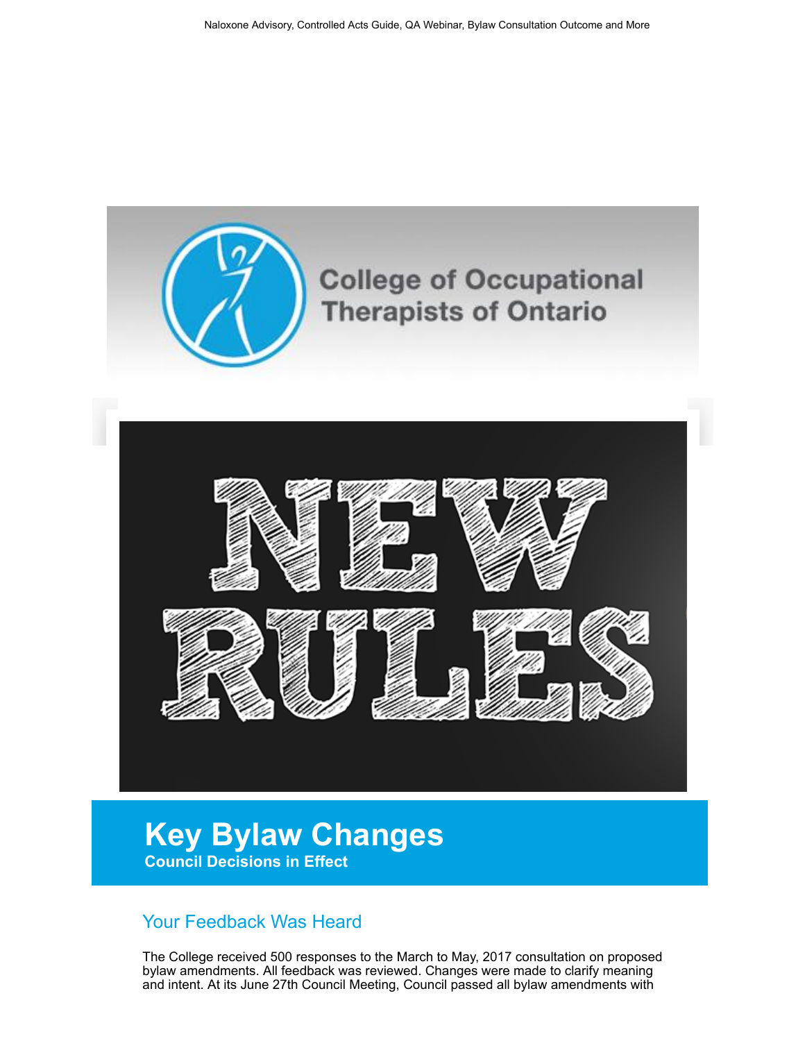Naloxone Advisory, Controlled Acts Guide, QA Webinar, Bylaw Consultation Outcome and More

College of Occupational Therapists of Ontario

NEW RULES

# Key Bylaw Changes

**Council Decisions in Effect**

## Your Feedback Was Heard

The College received 500 responses to the March to May, 2017 consultation on proposed bylaw amendments. All feedback was reviewed. Changes were made to clarify meaning and intent. At its June 27th Council Meeting, Council passed all bylaw amendments with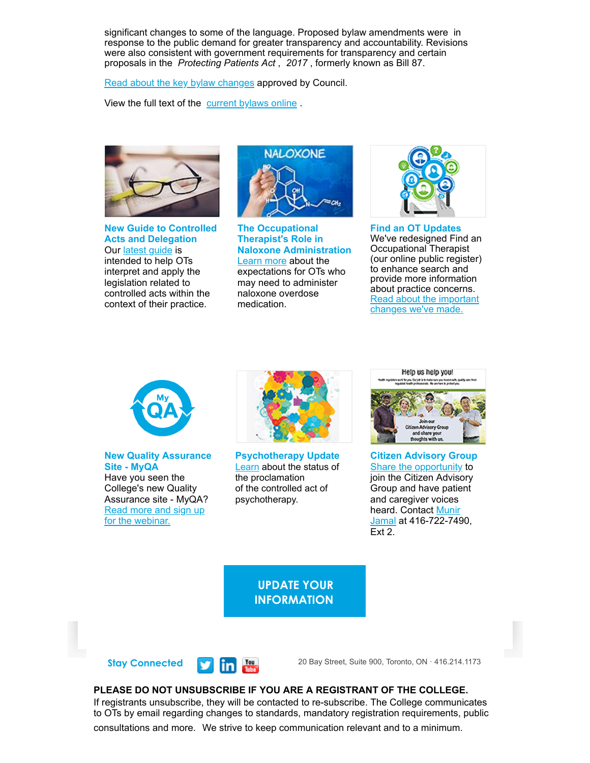significant changes to some of the language. Proposed bylaw amendments were in response to the public demand for greater transparency and accountability. Revisions were also consistent with government requirements for transparency and certain proposals in the *Protecting Patients Act*, *2017*, formerly known as Bill 87.

Read about the key bylaw changes approved by Council.

View the full text of the current bylaws online.

### New Guide to Controlled Acts and Delegation

Our latest guide is intended to help OTs interpret and apply the legislation related to controlled acts within the context of their practice.

### The Occupational Therapist's Role in Naloxone Administration

Learn more about the expectations for OTs who may need to administer naloxone overdose medication.

### Find an OT Updates

We've redesigned Find an Occupational Therapist (our online public register) to enhance search and provide more information about practice concerns. Read about the important changes we've made.

### New Quality Assurance Site - MyQA

Have you seen the College's new Quality Assurance site - MyQA? Read more and sign up for the webinar.

### Psychotherapy Update

Learn about the status of the proclamation of the controlled act of psychotherapy.

### Citizen Advisory Group

Share the opportunity to join the Citizen Advisory Group and have patient and caregiver voices heard. Contact Munir Jamal at 416-722-7490, Ext 2.

**UPDATE YOUR INFORMATION**

**Stay Connected**

20 Bay Street, Suite 900, Toronto, ON · 416.214.1173

**PLEASE DO NOT UNSUBSCRIBE IF YOU ARE A REGISTRANT OF THE COLLEGE.**
If registrants unsubscribe, they will be contacted to re-subscribe. The College communicates to OTs by email regarding changes to standards, mandatory registration requirements, public consultations and more. We strive to keep communication relevant and to a minimum.